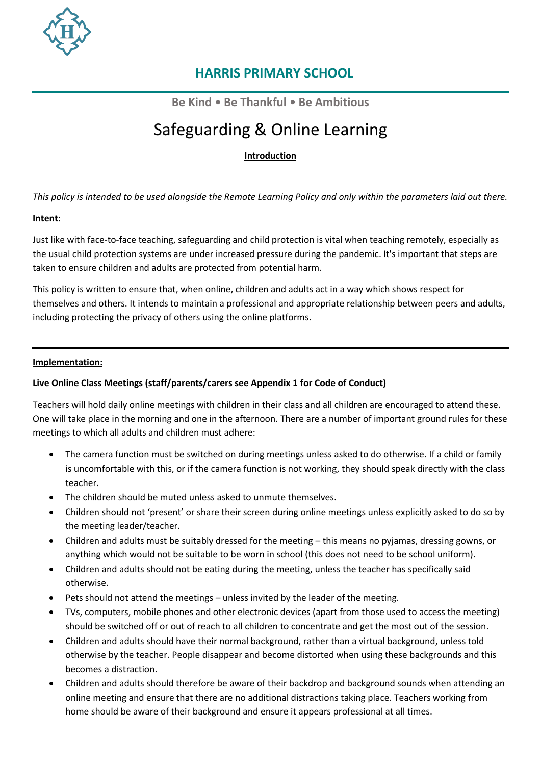## HARRIS PRIMARY SCHOOL

**Be Kind • Be Thankful • Be Ambitious**

# Safeguarding & Online Learning

**Introduction**

*This policy is intended to be used alongside the Remote Learning Policy and only within the parameters laid out there.*

**Intent:**

Just like with face-to-face teaching, safeguarding and child protection is vital when teaching remotely, especially as the usual child protection systems are under increased pressure during the pandemic. It's important that steps are taken to ensure children and adults are protected from potential harm.

This policy is written to ensure that, when online, children and adults act in a way which shows respect for themselves and others. It intends to maintain a professional and appropriate relationship between peers and adults, including protecting the privacy of others using the online platforms.

---

**Implementation:**

**Live Online Class Meetings (staff/parents/carers see Appendix 1 for Code of Conduct)**

Teachers will hold daily online meetings with children in their class and all children are encouraged to attend these. One will take place in the morning and one in the afternoon. There are a number of important ground rules for these meetings to which all adults and children must adhere:

- The camera function must be switched on during meetings unless asked to do otherwise. If a child or family is uncomfortable with this, or if the camera function is not working, they should speak directly with the class teacher.
- The children should be muted unless asked to unmute themselves.
- Children should not 'present' or share their screen during online meetings unless explicitly asked to do so by the meeting leader/teacher.
- Children and adults must be suitably dressed for the meeting – this means no pyjamas, dressing gowns, or anything which would not be suitable to be worn in school (this does not need to be school uniform).
- Children and adults should not be eating during the meeting, unless the teacher has specifically said otherwise.
- Pets should not attend the meetings – unless invited by the leader of the meeting.
- TVs, computers, mobile phones and other electronic devices (apart from those used to access the meeting) should be switched off or out of reach to all children to concentrate and get the most out of the session.
- Children and adults should have their normal background, rather than a virtual background, unless told otherwise by the teacher. People disappear and become distorted when using these backgrounds and this becomes a distraction.
- Children and adults should therefore be aware of their backdrop and background sounds when attending an online meeting and ensure that there are no additional distractions taking place. Teachers working from home should be aware of their background and ensure it appears professional at all times.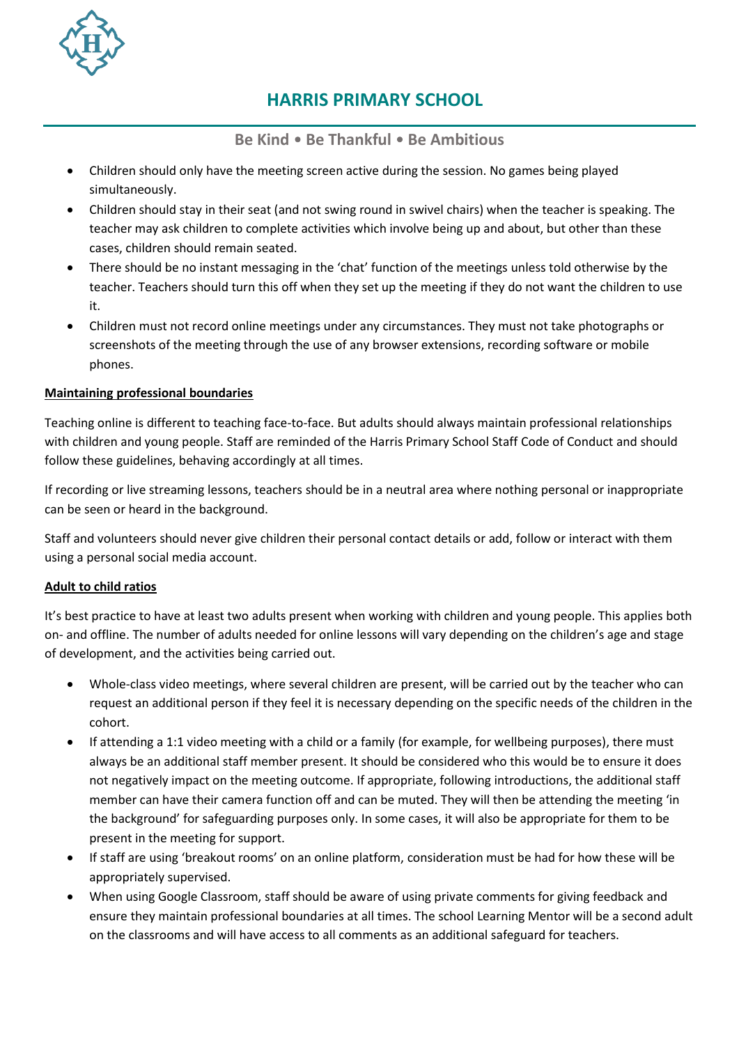- Children should only have the meeting screen active during the session. No games being played simultaneously.
- Children should stay in their seat (and not swing round in swivel chairs) when the teacher is speaking. The teacher may ask children to complete activities which involve being up and about, but other than these cases, children should remain seated.
- There should be no instant messaging in the 'chat' function of the meetings unless told otherwise by the teacher. Teachers should turn this off when they set up the meeting if they do not want the children to use it.
- Children must not record online meetings under any circumstances. They must not take photographs or screenshots of the meeting through the use of any browser extensions, recording software or mobile phones.

**Maintaining professional boundaries**

Teaching online is different to teaching face-to-face. But adults should always maintain professional relationships with children and young people. Staff are reminded of the Harris Primary School Staff Code of Conduct and should follow these guidelines, behaving accordingly at all times.

If recording or live streaming lessons, teachers should be in a neutral area where nothing personal or inappropriate can be seen or heard in the background.

Staff and volunteers should never give children their personal contact details or add, follow or interact with them using a personal social media account.

**Adult to child ratios**

It's best practice to have at least two adults present when working with children and young people. This applies both on- and offline. The number of adults needed for online lessons will vary depending on the children's age and stage of development, and the activities being carried out.

- Whole-class video meetings, where several children are present, will be carried out by the teacher who can request an additional person if they feel it is necessary depending on the specific needs of the children in the cohort.
- If attending a 1:1 video meeting with a child or a family (for example, for wellbeing purposes), there must always be an additional staff member present. It should be considered who this would be to ensure it does not negatively impact on the meeting outcome. If appropriate, following introductions, the additional staff member can have their camera function off and can be muted. They will then be attending the meeting 'in the background' for safeguarding purposes only. In some cases, it will also be appropriate for them to be present in the meeting for support.
- If staff are using 'breakout rooms' on an online platform, consideration must be had for how these will be appropriately supervised.
- When using Google Classroom, staff should be aware of using private comments for giving feedback and ensure they maintain professional boundaries at all times. The school Learning Mentor will be a second adult on the classrooms and will have access to all comments as an additional safeguard for teachers.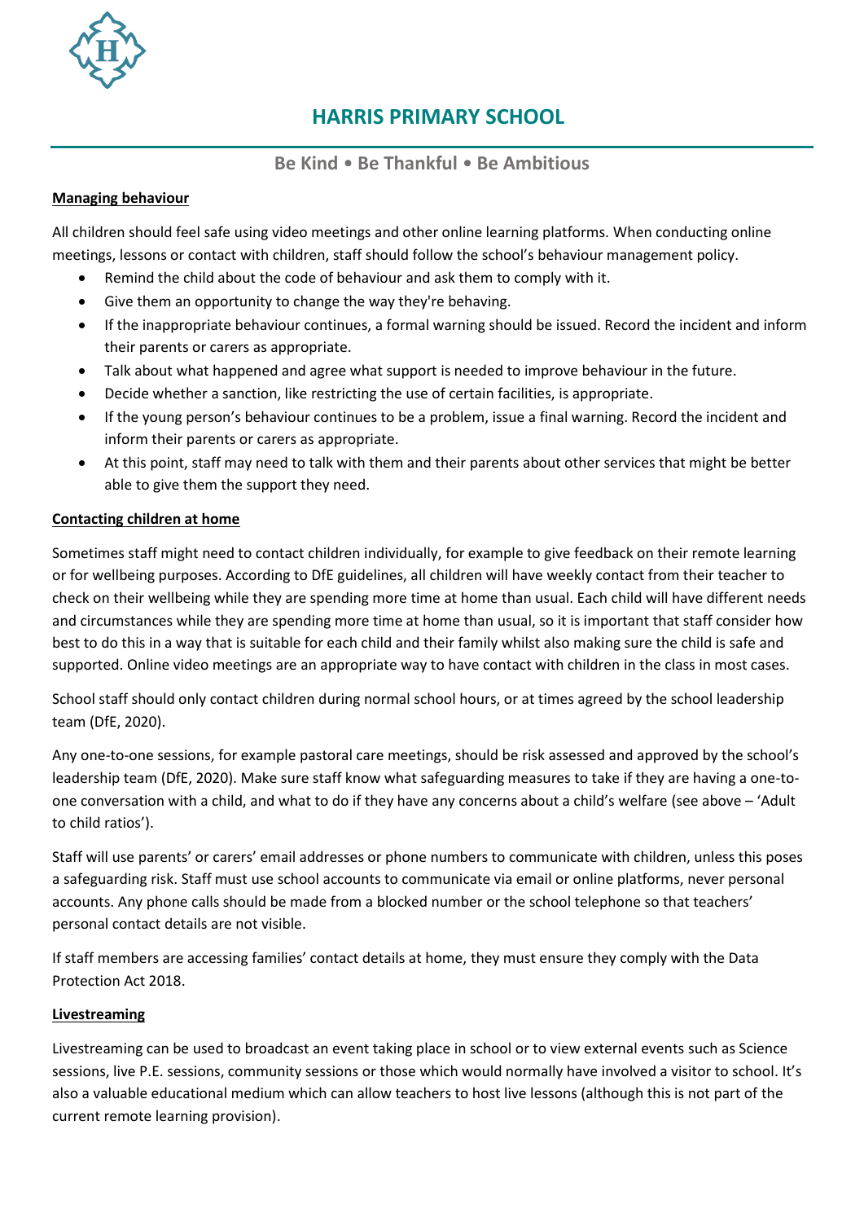# HARRIS PRIMARY SCHOOL

## Be Kind • Be Thankful • Be Ambitious

**Managing behaviour**

All children should feel safe using video meetings and other online learning platforms. When conducting online meetings, lessons or contact with children, staff should follow the school's behaviour management policy.

- Remind the child about the code of behaviour and ask them to comply with it.
- Give them an opportunity to change the way they're behaving.
- If the inappropriate behaviour continues, a formal warning should be issued. Record the incident and inform their parents or carers as appropriate.
- Talk about what happened and agree what support is needed to improve behaviour in the future.
- Decide whether a sanction, like restricting the use of certain facilities, is appropriate.
- If the young person's behaviour continues to be a problem, issue a final warning. Record the incident and inform their parents or carers as appropriate.
- At this point, staff may need to talk with them and their parents about other services that might be better able to give them the support they need.

**Contacting children at home**

Sometimes staff might need to contact children individually, for example to give feedback on their remote learning or for wellbeing purposes. According to DfE guidelines, all children will have weekly contact from their teacher to check on their wellbeing while they are spending more time at home than usual. Each child will have different needs and circumstances while they are spending more time at home than usual, so it is important that staff consider how best to do this in a way that is suitable for each child and their family whilst also making sure the child is safe and supported. Online video meetings are an appropriate way to have contact with children in the class in most cases.

School staff should only contact children during normal school hours, or at times agreed by the school leadership team (DfE, 2020).

Any one-to-one sessions, for example pastoral care meetings, should be risk assessed and approved by the school's leadership team (DfE, 2020). Make sure staff know what safeguarding measures to take if they are having a one-to-one conversation with a child, and what to do if they have any concerns about a child's welfare (see above – 'Adult to child ratios').

Staff will use parents' or carers' email addresses or phone numbers to communicate with children, unless this poses a safeguarding risk. Staff must use school accounts to communicate via email or online platforms, never personal accounts. Any phone calls should be made from a blocked number or the school telephone so that teachers' personal contact details are not visible.

If staff members are accessing families' contact details at home, they must ensure they comply with the Data Protection Act 2018.

**Livestreaming**

Livestreaming can be used to broadcast an event taking place in school or to view external events such as Science sessions, live P.E. sessions, community sessions or those which would normally have involved a visitor to school. It's also a valuable educational medium which can allow teachers to host live lessons (although this is not part of the current remote learning provision).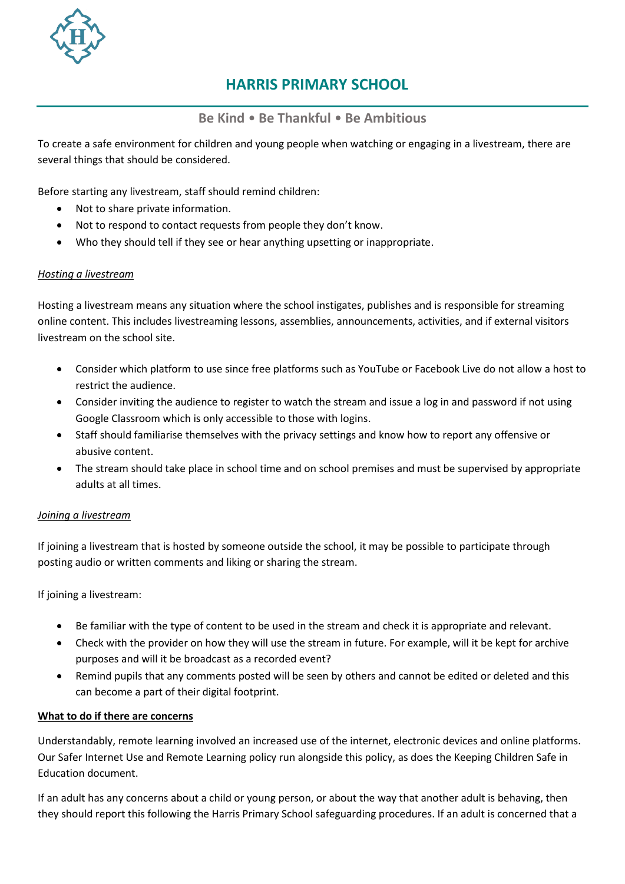# HARRIS PRIMARY SCHOOL

**Be Kind • Be Thankful • Be Ambitious**

To create a safe environment for children and young people when watching or engaging in a livestream, there are several things that should be considered.

Before starting any livestream, staff should remind children:

- Not to share private information.
- Not to respond to contact requests from people they don't know.
- Who they should tell if they see or hear anything upsetting or inappropriate.

*Hosting a livestream*

Hosting a livestream means any situation where the school instigates, publishes and is responsible for streaming online content. This includes livestreaming lessons, assemblies, announcements, activities, and if external visitors livestream on the school site.

- Consider which platform to use since free platforms such as YouTube or Facebook Live do not allow a host to restrict the audience.
- Consider inviting the audience to register to watch the stream and issue a log in and password if not using Google Classroom which is only accessible to those with logins.
- Staff should familiarise themselves with the privacy settings and know how to report any offensive or abusive content.
- The stream should take place in school time and on school premises and must be supervised by appropriate adults at all times.

*Joining a livestream*

If joining a livestream that is hosted by someone outside the school, it may be possible to participate through posting audio or written comments and liking or sharing the stream.

If joining a livestream:

- Be familiar with the type of content to be used in the stream and check it is appropriate and relevant.
- Check with the provider on how they will use the stream in future. For example, will it be kept for archive purposes and will it be broadcast as a recorded event?
- Remind pupils that any comments posted will be seen by others and cannot be edited or deleted and this can become a part of their digital footprint.

**What to do if there are concerns**

Understandably, remote learning involved an increased use of the internet, electronic devices and online platforms. Our Safer Internet Use and Remote Learning policy run alongside this policy, as does the Keeping Children Safe in Education document.

If an adult has any concerns about a child or young person, or about the way that another adult is behaving, then they should report this following the Harris Primary School safeguarding procedures. If an adult is concerned that a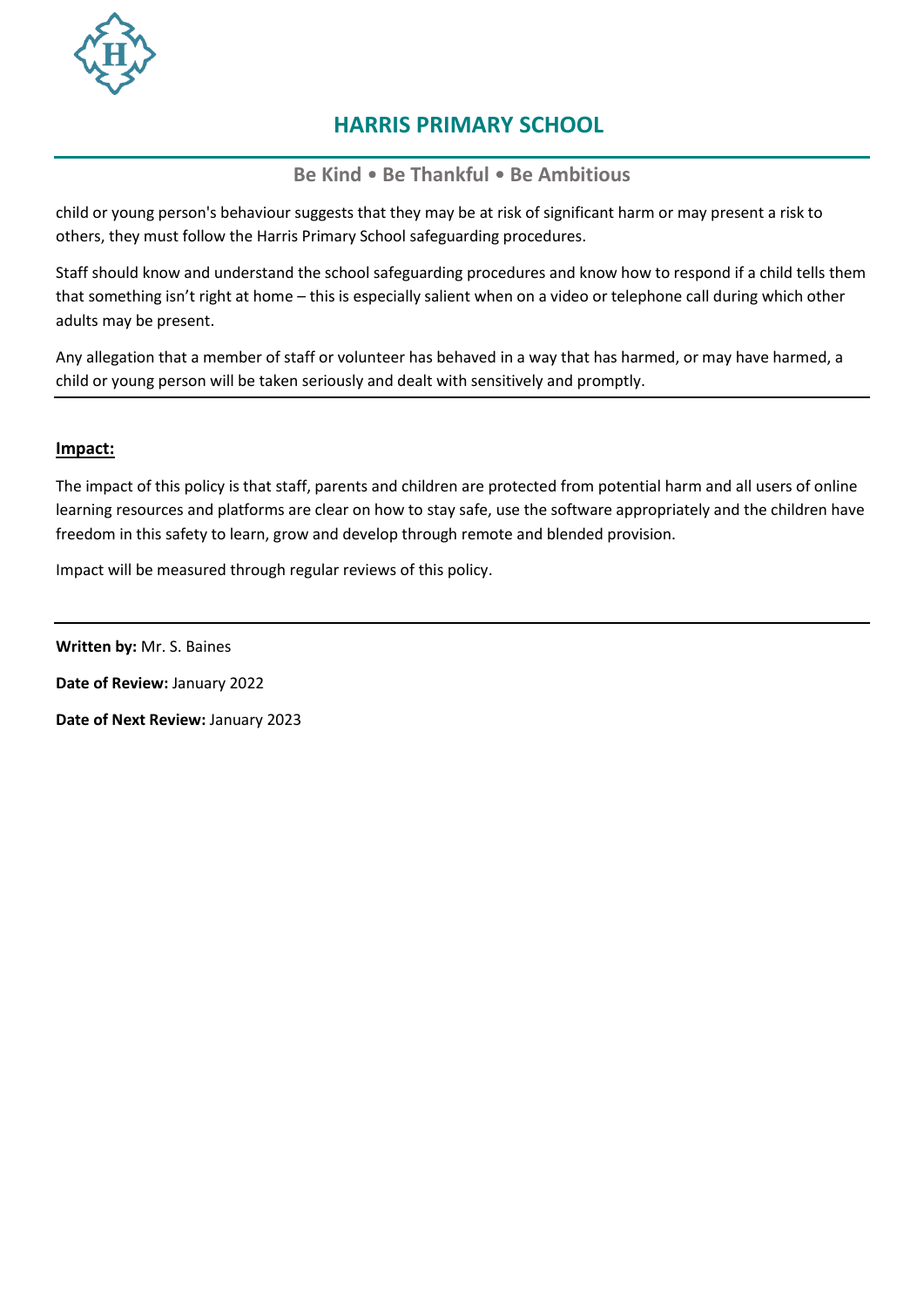child or young person's behaviour suggests that they may be at risk of significant harm or may present a risk to others, they must follow the Harris Primary School safeguarding procedures.

Staff should know and understand the school safeguarding procedures and know how to respond if a child tells them that something isn't right at home – this is especially salient when on a video or telephone call during which other adults may be present.

Any allegation that a member of staff or volunteer has behaved in a way that has harmed, or may have harmed, a child or young person will be taken seriously and dealt with sensitively and promptly.

---

**Impact:**

The impact of this policy is that staff, parents and children are protected from potential harm and all users of online learning resources and platforms are clear on how to stay safe, use the software appropriately and the children have freedom in this safety to learn, grow and develop through remote and blended provision.

Impact will be measured through regular reviews of this policy.

---

**Written by:** Mr. S. Baines

**Date of Review:** January 2022

**Date of Next Review:** January 2023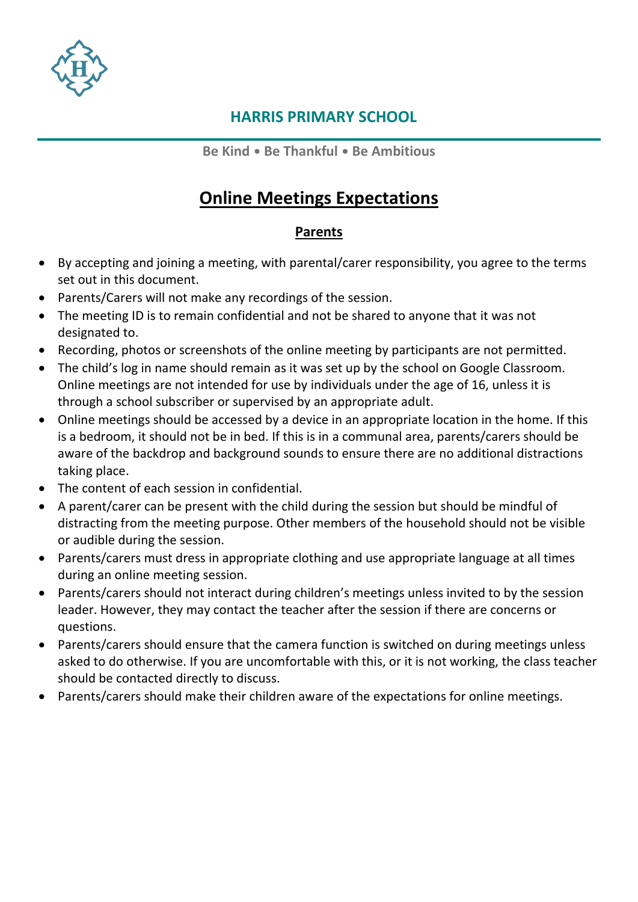## HARRIS PRIMARY SCHOOL

**Be Kind • Be Thankful • Be Ambitious**

# Online Meetings Expectations

## Parents

- By accepting and joining a meeting, with parental/carer responsibility, you agree to the terms set out in this document.
- Parents/Carers will not make any recordings of the session.
- The meeting ID is to remain confidential and not be shared to anyone that it was not designated to.
- Recording, photos or screenshots of the online meeting by participants are not permitted.
- The child's log in name should remain as it was set up by the school on Google Classroom. Online meetings are not intended for use by individuals under the age of 16, unless it is through a school subscriber or supervised by an appropriate adult.
- Online meetings should be accessed by a device in an appropriate location in the home. If this is a bedroom, it should not be in bed. If this is in a communal area, parents/carers should be aware of the backdrop and background sounds to ensure there are no additional distractions taking place.
- The content of each session in confidential.
- A parent/carer can be present with the child during the session but should be mindful of distracting from the meeting purpose. Other members of the household should not be visible or audible during the session.
- Parents/carers must dress in appropriate clothing and use appropriate language at all times during an online meeting session.
- Parents/carers should not interact during children's meetings unless invited to by the session leader. However, they may contact the teacher after the session if there are concerns or questions.
- Parents/carers should ensure that the camera function is switched on during meetings unless asked to do otherwise. If you are uncomfortable with this, or it is not working, the class teacher should be contacted directly to discuss.
- Parents/carers should make their children aware of the expectations for online meetings.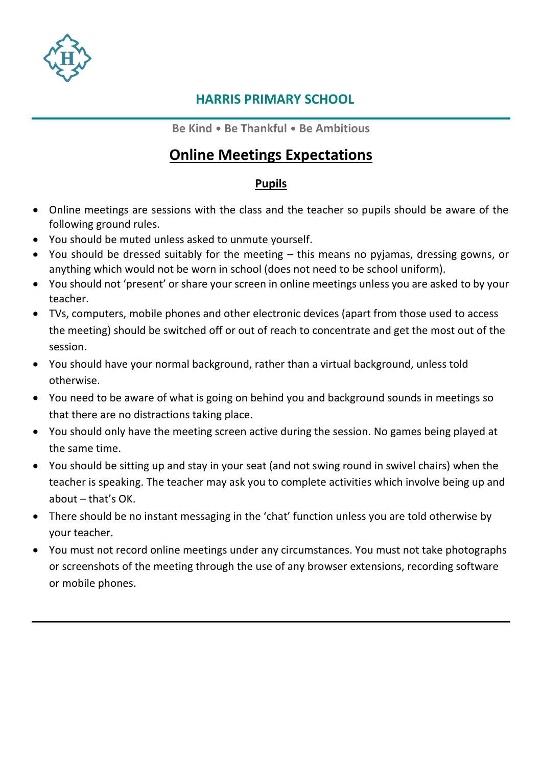## HARRIS PRIMARY SCHOOL

**Be Kind • Be Thankful • Be Ambitious**

# Online Meetings Expectations

## Pupils

- Online meetings are sessions with the class and the teacher so pupils should be aware of the following ground rules.
- You should be muted unless asked to unmute yourself.
- You should be dressed suitably for the meeting – this means no pyjamas, dressing gowns, or anything which would not be worn in school (does not need to be school uniform).
- You should not 'present' or share your screen in online meetings unless you are asked to by your teacher.
- TVs, computers, mobile phones and other electronic devices (apart from those used to access the meeting) should be switched off or out of reach to concentrate and get the most out of the session.
- You should have your normal background, rather than a virtual background, unless told otherwise.
- You need to be aware of what is going on behind you and background sounds in meetings so that there are no distractions taking place.
- You should only have the meeting screen active during the session. No games being played at the same time.
- You should be sitting up and stay in your seat (and not swing round in swivel chairs) when the teacher is speaking. The teacher may ask you to complete activities which involve being up and about – that's OK.
- There should be no instant messaging in the 'chat' function unless you are told otherwise by your teacher.
- You must not record online meetings under any circumstances. You must not take photographs or screenshots of the meeting through the use of any browser extensions, recording software or mobile phones.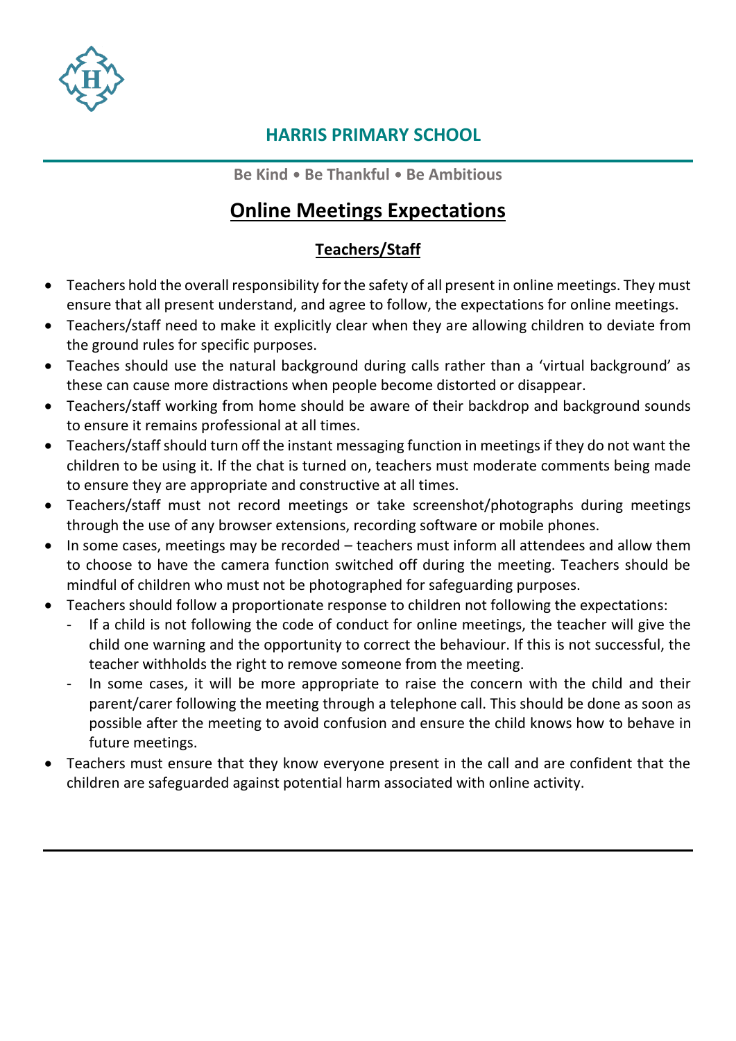**HARRIS PRIMARY SCHOOL**

**Be Kind • Be Thankful • Be Ambitious**

# Online Meetings Expectations

## Teachers/Staff

- Teachers hold the overall responsibility for the safety of all present in online meetings. They must ensure that all present understand, and agree to follow, the expectations for online meetings.
- Teachers/staff need to make it explicitly clear when they are allowing children to deviate from the ground rules for specific purposes.
- Teaches should use the natural background during calls rather than a 'virtual background' as these can cause more distractions when people become distorted or disappear.
- Teachers/staff working from home should be aware of their backdrop and background sounds to ensure it remains professional at all times.
- Teachers/staff should turn off the instant messaging function in meetings if they do not want the children to be using it. If the chat is turned on, teachers must moderate comments being made to ensure they are appropriate and constructive at all times.
- Teachers/staff must not record meetings or take screenshot/photographs during meetings through the use of any browser extensions, recording software or mobile phones.
- In some cases, meetings may be recorded – teachers must inform all attendees and allow them to choose to have the camera function switched off during the meeting. Teachers should be mindful of children who must not be photographed for safeguarding purposes.
- Teachers should follow a proportionate response to children not following the expectations:
  - If a child is not following the code of conduct for online meetings, the teacher will give the child one warning and the opportunity to correct the behaviour. If this is not successful, the teacher withholds the right to remove someone from the meeting.
  - In some cases, it will be more appropriate to raise the concern with the child and their parent/carer following the meeting through a telephone call. This should be done as soon as possible after the meeting to avoid confusion and ensure the child knows how to behave in future meetings.
- Teachers must ensure that they know everyone present in the call and are confident that the children are safeguarded against potential harm associated with online activity.